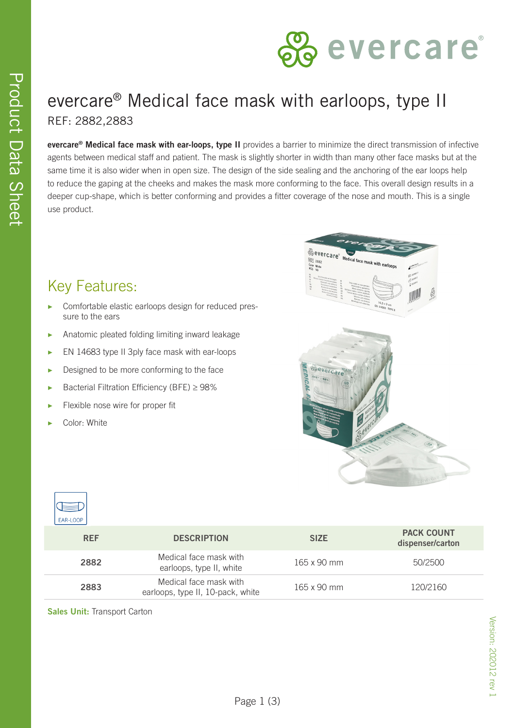# evercare® Medical face mask with earloops, type II

REF: 2882,2883

**evercare® Medical face mask with ear-loops, type II** provides a barrier to minimize the direct transmission of infective agents between medical staff and patient. The mask is slightly shorter in width than many other face masks but at the same time it is also wider when in open size. The design of the side sealing and the anchoring of the ear loops help to reduce the gaping at the cheeks and makes the mask more conforming to the face. This overall design results in a deeper cup-shape, which is better conforming and provides a fitter coverage of the nose and mouth. This is a single use product.

## Key Features:

- Comfortable elastic earloops design for reduced pressure to the ears
- Anatomic pleated folding limiting inward leakage
- EN 14683 type II 3ply face mask with ear-loops
- Designed to be more conforming to the face
- Bacterial Filtration Efficiency (BFE) ≥ 98%
- Flexible nose wire for proper fit
- Color: White

EAR-LOOP

| REF | DESCRIPTION | SIZE | PACK COUNT dispenser/carton |
|---|---|---|---|
| 2882 | Medical face mask with earloops, type II, white | 165 x 90 mm | 50/2500 |
| 2883 | Medical face mask with earloops, type II, 10-pack, white | 165 x 90 mm | 120/2160 |

**Sales Unit:** Transport Carton

Version: 202012 rev 1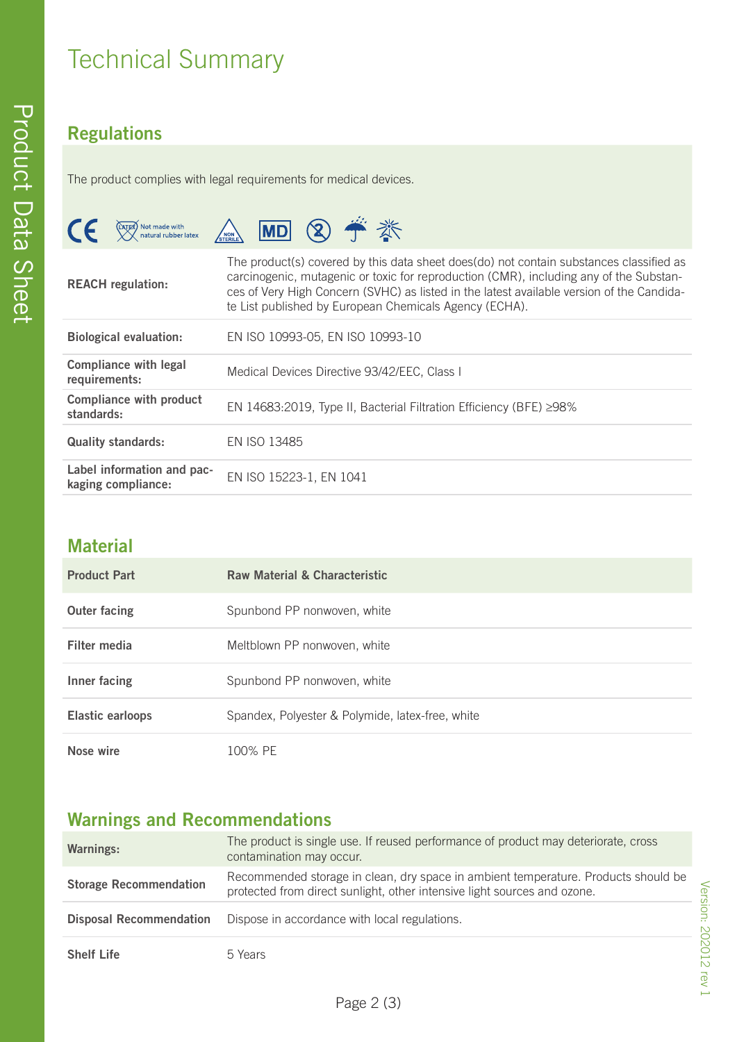# Technical Summary

## Regulations

The product complies with legal requirements for medical devices.

Not made with natural rubber latex

| | |
|---|---|
| **REACH regulation:** | The product(s) covered by this data sheet does(do) not contain substances classified as carcinogenic, mutagenic or toxic for reproduction (CMR), including any of the Substances of Very High Concern (SVHC) as listed in the latest available version of the Candidate List published by European Chemicals Agency (ECHA). |
| **Biological evaluation:** | EN ISO 10993-05, EN ISO 10993-10 |
| **Compliance with legal requirements:** | Medical Devices Directive 93/42/EEC, Class I |
| **Compliance with product standards:** | EN 14683:2019, Type II, Bacterial Filtration Efficiency (BFE) ≥98% |
| **Quality standards:** | EN ISO 13485 |
| **Label information and packaging compliance:** | EN ISO 15223-1, EN 1041 |

## Material

| Product Part | Raw Material & Characteristic |
|---|---|
| **Outer facing** | Spunbond PP nonwoven, white |
| **Filter media** | Meltblown PP nonwoven, white |
| **Inner facing** | Spunbond PP nonwoven, white |
| **Elastic earloops** | Spandex, Polyester & Polymide, latex-free, white |
| **Nose wire** | 100% PE |

## Warnings and Recommendations

| | |
|---|---|
| **Warnings:** | The product is single use. If reused performance of product may deteriorate, cross contamination may occur. |
| **Storage Recommendation** | Recommended storage in clean, dry space in ambient temperature. Products should be protected from direct sunlight, other intensive light sources and ozone. |
| **Disposal Recommendation** | Dispose in accordance with local regulations. |
| **Shelf Life** | 5 Years |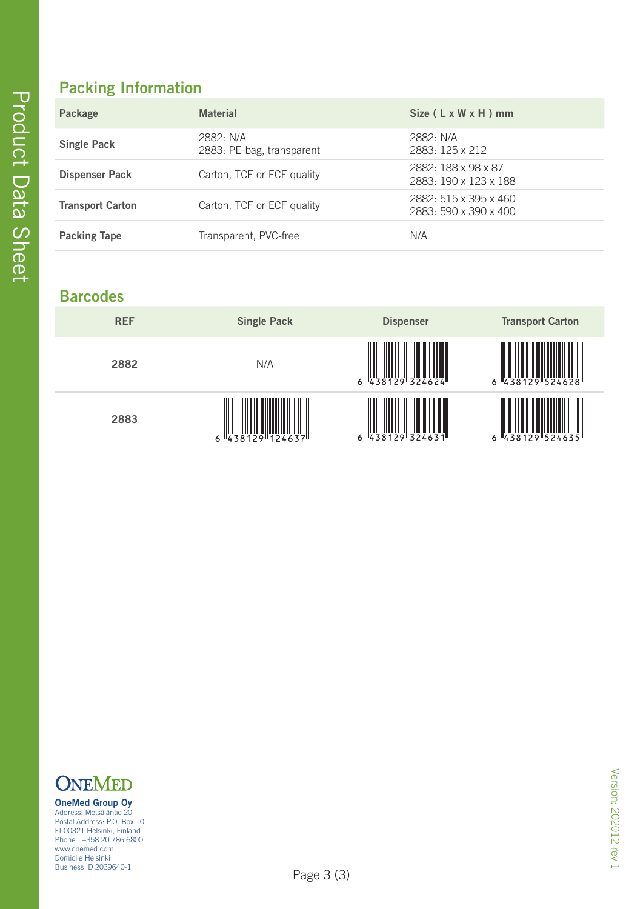## Packing Information

| Package | Material | Size ( L x W x H ) mm |
|---|---|---|
| **Single Pack** | 2882: N/A<br>2883: PE-bag, transparent | 2882: N/A<br>2883: 125 x 212 |
| **Dispenser Pack** | Carton, TCF or ECF quality | 2882: 188 x 98 x 87<br>2883: 190 x 123 x 188 |
| **Transport Carton** | Carton, TCF or ECF quality | 2882: 515 x 395 x 460<br>2883: 590 x 390 x 400 |
| **Packing Tape** | Transparent, PVC-free | N/A |

## Barcodes

| REF | Single Pack | Dispenser | Transport Carton |
|---|---|---|---|
| **2882** | N/A | 6 438129 324624 | 6 438129 524628 |
| **2883** | 6 438129 124637 | 6 438129 324631 | 6 438129 524635 |

**ONEMED**

**OneMed Group Oy**
Address: Metsäläntie 20
Postal Address: P.O. Box 10
FI-00321 Helsinki, Finland
Phone +358 20 786 6800
www.onemed.com
Domicile Helsinki
Business ID 2039640-1

Version: 202012 rev 1